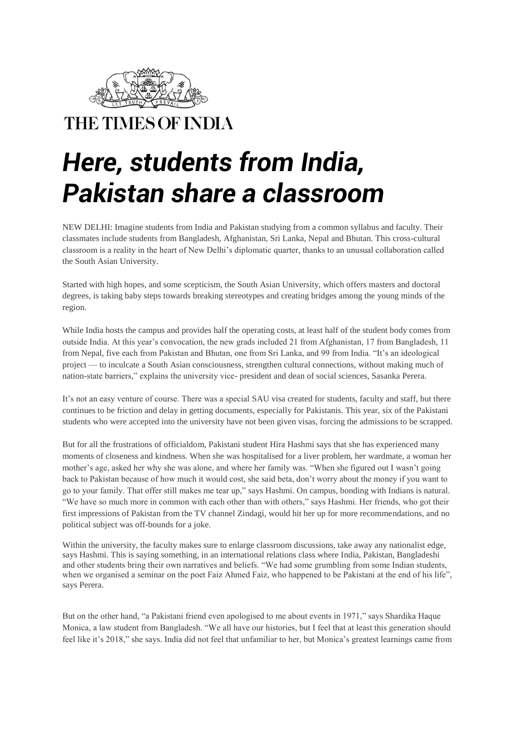THE TIMES OF INDIA

# *Here, students from India, Pakistan share a classroom*

NEW DELHI: Imagine students from India and Pakistan studying from a common syllabus and faculty. Their classmates include students from Bangladesh, Afghanistan, Sri Lanka, Nepal and Bhutan. This cross-cultural classroom is a reality in the heart of New Delhi's diplomatic quarter, thanks to an unusual collaboration called the South Asian University.

Started with high hopes, and some scepticism, the South Asian University, which offers masters and doctoral degrees, is taking baby steps towards breaking stereotypes and creating bridges among the young minds of the region.

While India hosts the campus and provides half the operating costs, at least half of the student body comes from outside India. At this year's convocation, the new grads included 21 from Afghanistan, 17 from Bangladesh, 11 from Nepal, five each from Pakistan and Bhutan, one from Sri Lanka, and 99 from India. "It's an ideological project — to inculcate a South Asian consciousness, strengthen cultural connections, without making much of nation-state barriers," explains the university vice- president and dean of social sciences, Sasanka Perera.

It's not an easy venture of course. There was a special SAU visa created for students, faculty and staff, but there continues to be friction and delay in getting documents, especially for Pakistanis. This year, six of the Pakistani students who were accepted into the university have not been given visas, forcing the admissions to be scrapped.

But for all the frustrations of officialdom, Pakistani student Hira Hashmi says that she has experienced many moments of closeness and kindness. When she was hospitalised for a liver problem, her wardmate, a woman her mother's age, asked her why she was alone, and where her family was. "When she figured out I wasn't going back to Pakistan because of how much it would cost, she said beta, don't worry about the money if you want to go to your family. That offer still makes me tear up," says Hashmi. On campus, bonding with Indians is natural. "We have so much more in common with each other than with others," says Hashmi. Her friends, who got their first impressions of Pakistan from the TV channel Zindagi, would hit her up for more recommendations, and no political subject was off-bounds for a joke.

Within the university, the faculty makes sure to enlarge classroom discussions, take away any nationalist edge, says Hashmi. This is saying something, in an international relations class where India, Pakistan, Bangladeshi and other students bring their own narratives and beliefs. "We had some grumbling from some Indian students, when we organised a seminar on the poet Faiz Ahmed Faiz, who happened to be Pakistani at the end of his life", says Perera.

But on the other hand, "a Pakistani friend even apologised to me about events in 1971," says Shardika Haque Monica, a law student from Bangladesh. "We all have our histories, but I feel that at least this generation should feel like it's 2018," she says. India did not feel that unfamiliar to her, but Monica's greatest learnings came from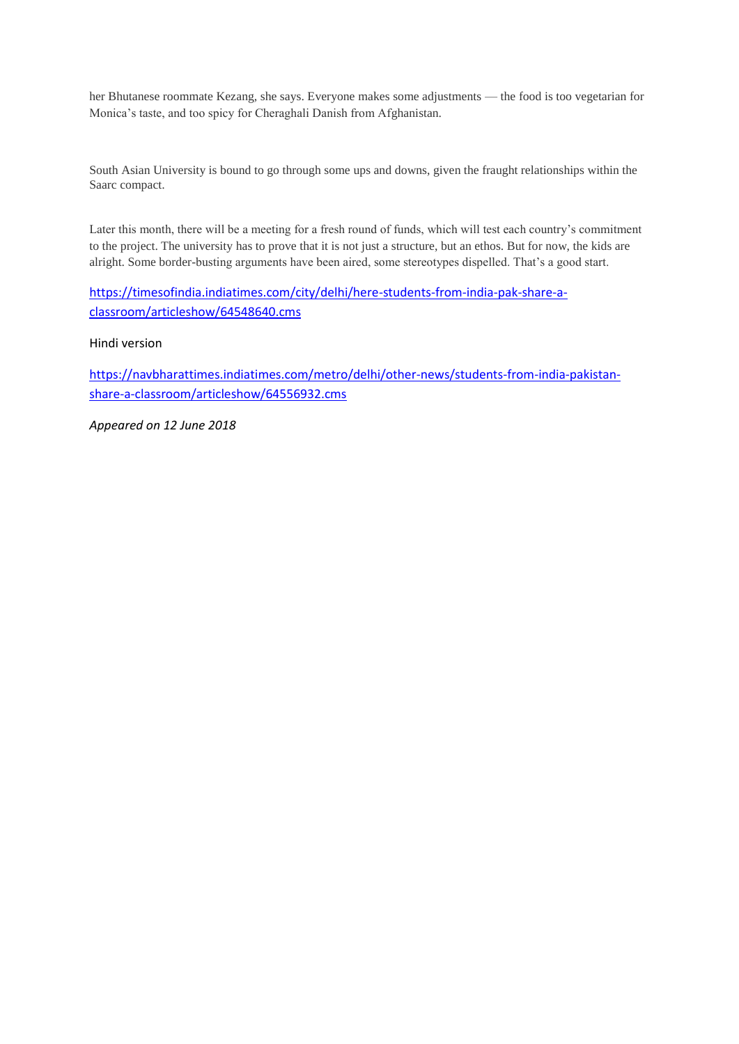her Bhutanese roommate Kezang, she says. Everyone makes some adjustments — the food is too vegetarian for Monica's taste, and too spicy for Cheraghali Danish from Afghanistan.

South Asian University is bound to go through some ups and downs, given the fraught relationships within the Saarc compact.

Later this month, there will be a meeting for a fresh round of funds, which will test each country's commitment to the project. The university has to prove that it is not just a structure, but an ethos. But for now, the kids are alright. Some border-busting arguments have been aired, some stereotypes dispelled. That's a good start.

[https://timesofindia.indiatimes.com/city/delhi/here-students-from-india-pak-share-a-classroom/articleshow/64548640.cms](https://timesofindia.indiatimes.com/city/delhi/here-students-from-india-pak-share-a-classroom/articleshow/64548640.cms)

Hindi version

[https://navbharattimes.indiatimes.com/metro/delhi/other-news/students-from-india-pakistan-share-a-classroom/articleshow/64556932.cms](https://navbharattimes.indiatimes.com/metro/delhi/other-news/students-from-india-pakistan-share-a-classroom/articleshow/64556932.cms)

*Appeared on 12 June 2018*